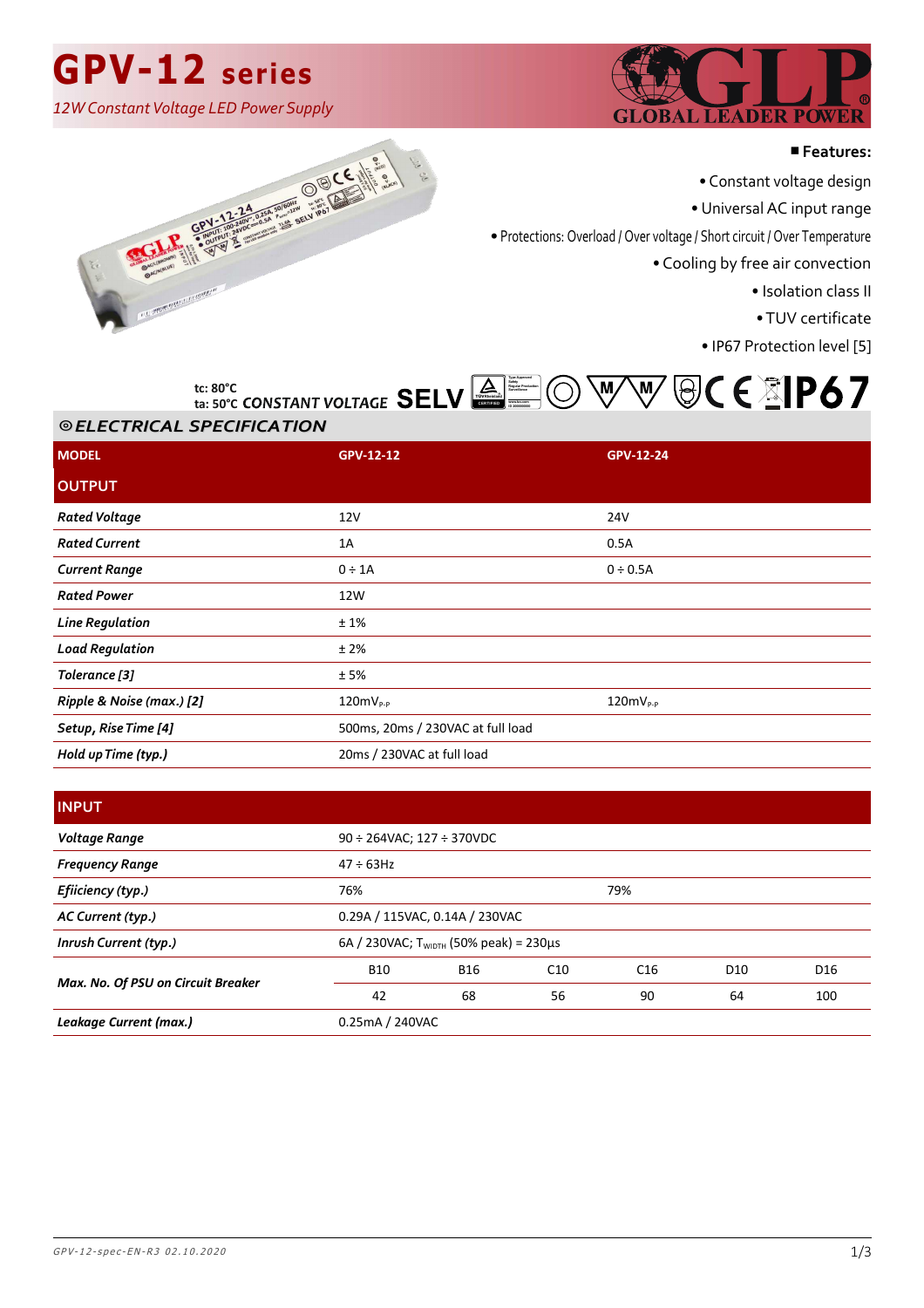# GPV-12 series

*12W Constant Voltage LED Power Supply*

GLOBAL LEADER POWER

**Features:**

- Constant voltage design
- Universal AC input range
- Protections: Overload / Over voltage / Short circuit / Over Temperature
- Cooling by free air convection
- Isolation class II
- TUV certificate
- IP67 Protection level [5]

tc: 80°C
ta: 50°C *CONSTANT VOLTAGE* **SELV** **IP67**

## *ELECTRICAL SPECIFICATION*

| **MODEL** | **GPV-12-12** | | | **GPV-12-24** | | |
|---|---|---|---|---|---|---|
| **OUTPUT** | | | | | | |
| ***Rated Voltage*** | 12V | | | 24V | | |
| ***Rated Current*** | 1A | | | 0.5A | | |
| ***Current Range*** | 0 ÷ 1A | | | 0 ÷ 0.5A | | |
| ***Rated Power*** | 12W | | | | | |
| ***Line Regulation*** | ± 1% | | | | | |
| ***Load Regulation*** | ± 2% | | | | | |
| ***Tolerance [3]*** | ± 5% | | | | | |
| ***Ripple & Noise (max.) [2]*** | $120mV_{P-P}$ | | | $120mV_{P-P}$ | | |
| ***Setup, Rise Time [4]*** | 500ms, 20ms / 230VAC at full load | | | | | |
| ***Hold up Time (typ.)*** | 20ms / 230VAC at full load | | | | | |
| **INPUT** | | | | | | |
| ***Voltage Range*** | 90 ÷ 264VAC; 127 ÷ 370VDC | | | | | |
| ***Frequency Range*** | 47 ÷ 63Hz | | | | | |
| ***Efiiciency (typ.)*** | 76% | | | 79% | | |
| ***AC Current (typ.)*** | 0.29A / 115VAC, 0.14A / 230VAC | | | | | |
| ***Inrush Current (typ.)*** | 6A / 230VAC; $T_{WIDTH}$ (50% peak) = 230µs | | | | | |
| ***Max. No. Of PSU on Circuit Breaker*** | B10 | B16 | C10 | C16 | D10 | D16 |
| | 42 | 68 | 56 | 90 | 64 | 100 |
| ***Leakage Current (max.)*** | 0.25mA / 240VAC | | | | | |

*GPV-12-spec-EN-R3 02.10.2020*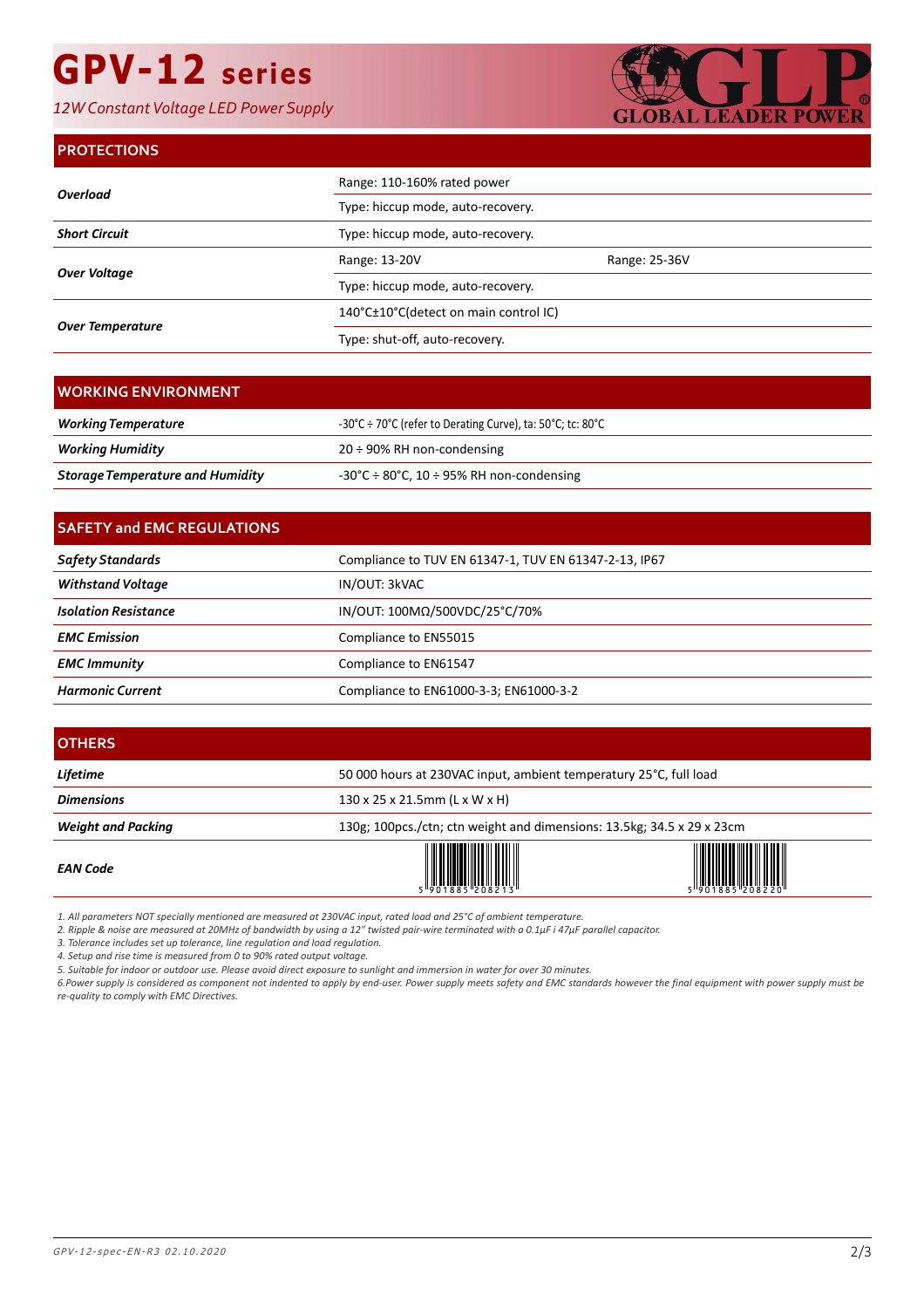# GPV-12 series

*12W Constant Voltage LED Power Supply*

## PROTECTIONS

| | | |
|---|---|---|
| ***Overload*** | Range: 110-160% rated power | |
| | Type: hiccup mode, auto-recovery. | |
| ***Short Circuit*** | Type: hiccup mode, auto-recovery. | |
| ***Over Voltage*** | Range: 13-20V | Range: 25-36V |
| | Type: hiccup mode, auto-recovery. | |
| ***Over Temperature*** | 140°C±10°C(detect on main control IC) | |
| | Type: shut-off, auto-recovery. | |

## WORKING ENVIRONMENT

| | |
|---|---|
| ***Working Temperature*** | -30°C ÷ 70°C (refer to Derating Curve), ta: 50°C; tc: 80°C |
| ***Working Humidity*** | 20 ÷ 90% RH non-condensing |
| ***Storage Temperature and Humidity*** | -30°C ÷ 80°C, 10 ÷ 95% RH non-condensing |

## SAFETY and EMC REGULATIONS

| | |
|---|---|
| ***Safety Standards*** | Compliance to TUV EN 61347-1, TUV EN 61347-2-13, IP67 |
| ***Withstand Voltage*** | IN/OUT: 3kVAC |
| ***Isolation Resistance*** | IN/OUT: 100MΩ/500VDC/25°C/70% |
| ***EMC Emission*** | Compliance to EN55015 |
| ***EMC Immunity*** | Compliance to EN61547 |
| ***Harmonic Current*** | Compliance to EN61000-3-3; EN61000-3-2 |

## OTHERS

| | | |
|---|---|---|
| ***Lifetime*** | 50 000 hours at 230VAC input, ambient temperatury 25°C, full load | |
| ***Dimensions*** | 130 x 25 x 21.5mm (L x W x H) | |
| ***Weight and Packing*** | 130g; 100pcs./ctn; ctn weight and dimensions: 13.5kg; 34.5 x 29 x 23cm | |
| ***EAN Code*** | 5 901885 208213 | 5 901885 208220 |

*1. All parameters NOT specially mentioned are measured at 230VAC input, rated load and 25°C of ambient temperature.*
*2. Ripple & noise are measured at 20MHz of bandwidth by using a 12" twisted pair-wire terminated with a 0.1μF i 47μF parallel capacitor.*
*3. Tolerance includes set up tolerance, line regulation and load regulation.*
*4. Setup and rise time is measured from 0 to 90% rated output voltage.*
*5. Suitable for indoor or outdoor use. Please avoid direct exposure to sunlight and immersion in water for over 30 minutes.*
*6.Power supply is considered as component not indented to apply by end-user. Power supply meets safety and EMC standards however the final equipment with power supply must be re-quality to comply with EMC Directives.*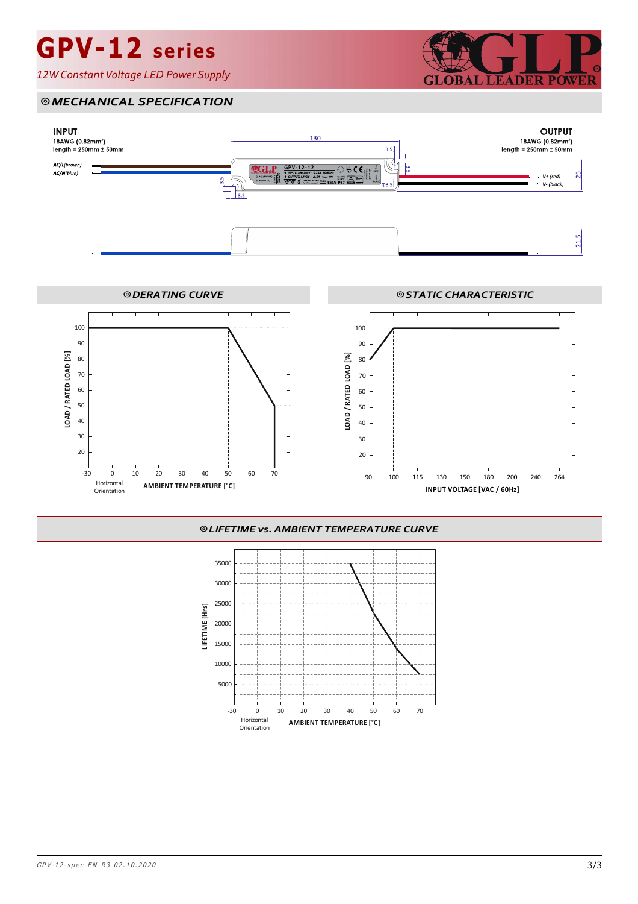# GPV-12 series

*12W Constant Voltage LED Power Supply*

GLOBAL LEADER POWER

## MECHANICAL SPECIFICATION

**INPUT**
18AWG (0.82mm²)
length = 250mm ± 50mm

AC/L(brown)
AC/N(blue)

**OUTPUT**
18AWG (0.82mm²)
length = 250mm ± 50mm

V+ (red)
V- (black)

130
3.5
3.5
3.5
3.5
Φ3.5
25
21.5

## DERATING CURVE

LOAD / RATED LOAD [%]
100
90
80
70
60
50
40
30
20
-30 0 10 20 30 40 50 60 70
Horizontal Orientation
AMBIENT TEMPERATURE [°C]

## STATIC CHARACTERISTIC

LOAD / RATED LOAD [%]
100
90
80
70
60
50
40
30
20
90 100 115 130 150 180 200 240 264
INPUT VOLTAGE [VAC / 60Hz]

## LIFETIME vs. AMBIENT TEMPERATURE CURVE

LIFETIME [Hrs]
35000
30000
25000
20000
15000
10000
5000
-30 0 10 20 30 40 50 60 70
Horizontal Orientation
AMBIENT TEMPERATURE [°C]

GPV-12-spec-EN-R3 02.10.2020